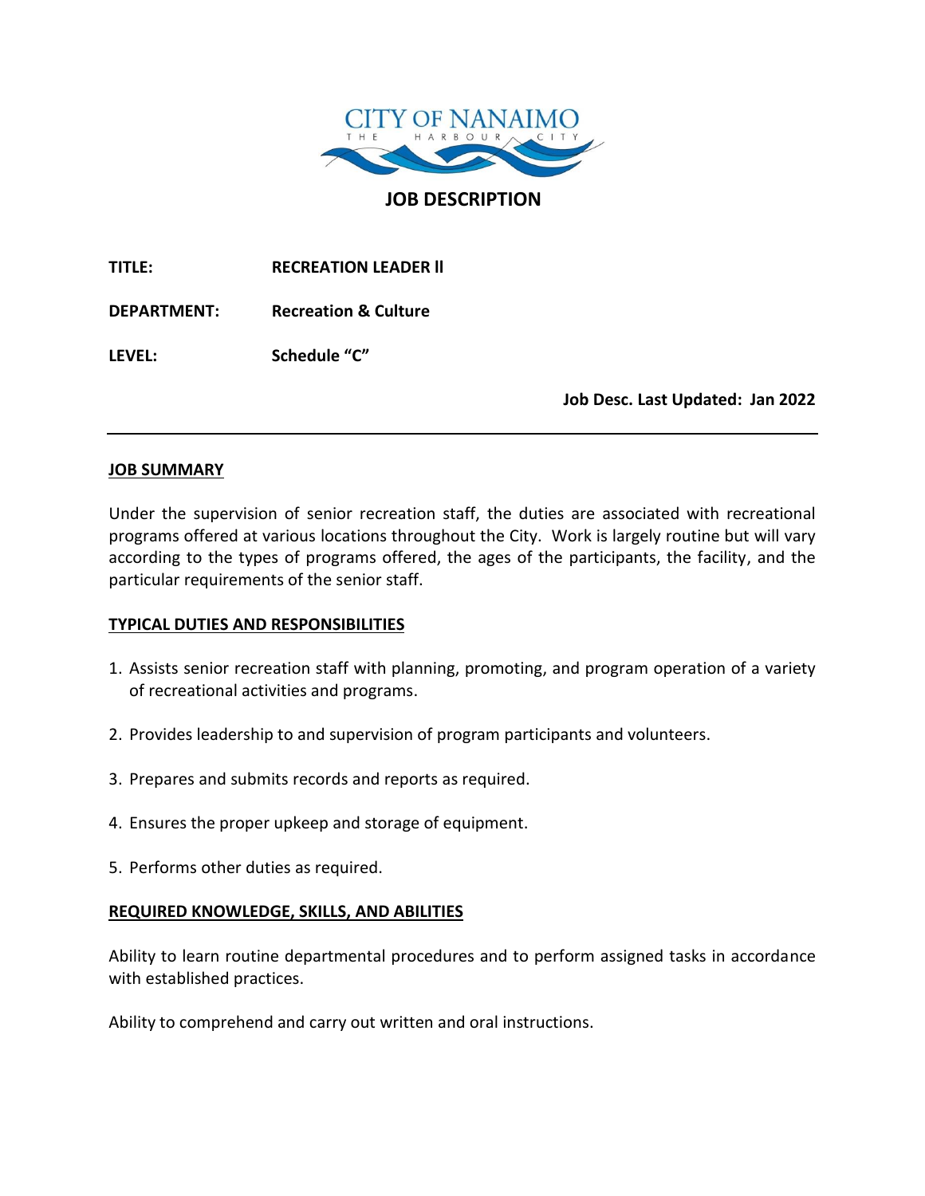CITY OF NANAIMO
THE HARBOUR CITY

# JOB DESCRIPTION

**TITLE:** **RECREATION LEADER II**

**DEPARTMENT:** **Recreation & Culture**

**LEVEL:** **Schedule "C"**

**Job Desc. Last Updated: Jan 2022**

---

## JOB SUMMARY

Under the supervision of senior recreation staff, the duties are associated with recreational programs offered at various locations throughout the City. Work is largely routine but will vary according to the types of programs offered, the ages of the participants, the facility, and the particular requirements of the senior staff.

## TYPICAL DUTIES AND RESPONSIBILITIES

1. Assists senior recreation staff with planning, promoting, and program operation of a variety of recreational activities and programs.
2. Provides leadership to and supervision of program participants and volunteers.
3. Prepares and submits records and reports as required.
4. Ensures the proper upkeep and storage of equipment.
5. Performs other duties as required.

## REQUIRED KNOWLEDGE, SKILLS, AND ABILITIES

Ability to learn routine departmental procedures and to perform assigned tasks in accordance with established practices.

Ability to comprehend and carry out written and oral instructions.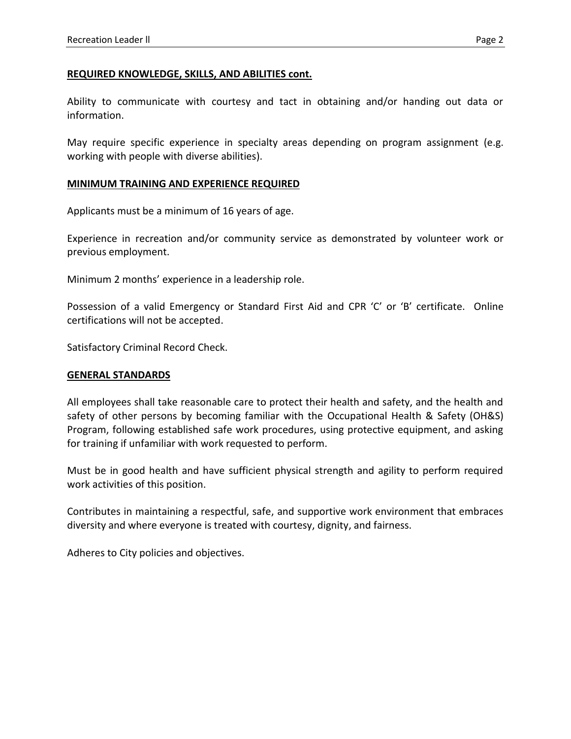**REQUIRED KNOWLEDGE, SKILLS, AND ABILITIES cont.**

Ability to communicate with courtesy and tact in obtaining and/or handing out data or information.

May require specific experience in specialty areas depending on program assignment (e.g. working with people with diverse abilities).

**MINIMUM TRAINING AND EXPERIENCE REQUIRED**

Applicants must be a minimum of 16 years of age.

Experience in recreation and/or community service as demonstrated by volunteer work or previous employment.

Minimum 2 months' experience in a leadership role.

Possession of a valid Emergency or Standard First Aid and CPR 'C' or 'B' certificate. Online certifications will not be accepted.

Satisfactory Criminal Record Check.

**GENERAL STANDARDS**

All employees shall take reasonable care to protect their health and safety, and the health and safety of other persons by becoming familiar with the Occupational Health & Safety (OH&S) Program, following established safe work procedures, using protective equipment, and asking for training if unfamiliar with work requested to perform.

Must be in good health and have sufficient physical strength and agility to perform required work activities of this position.

Contributes in maintaining a respectful, safe, and supportive work environment that embraces diversity and where everyone is treated with courtesy, dignity, and fairness.

Adheres to City policies and objectives.